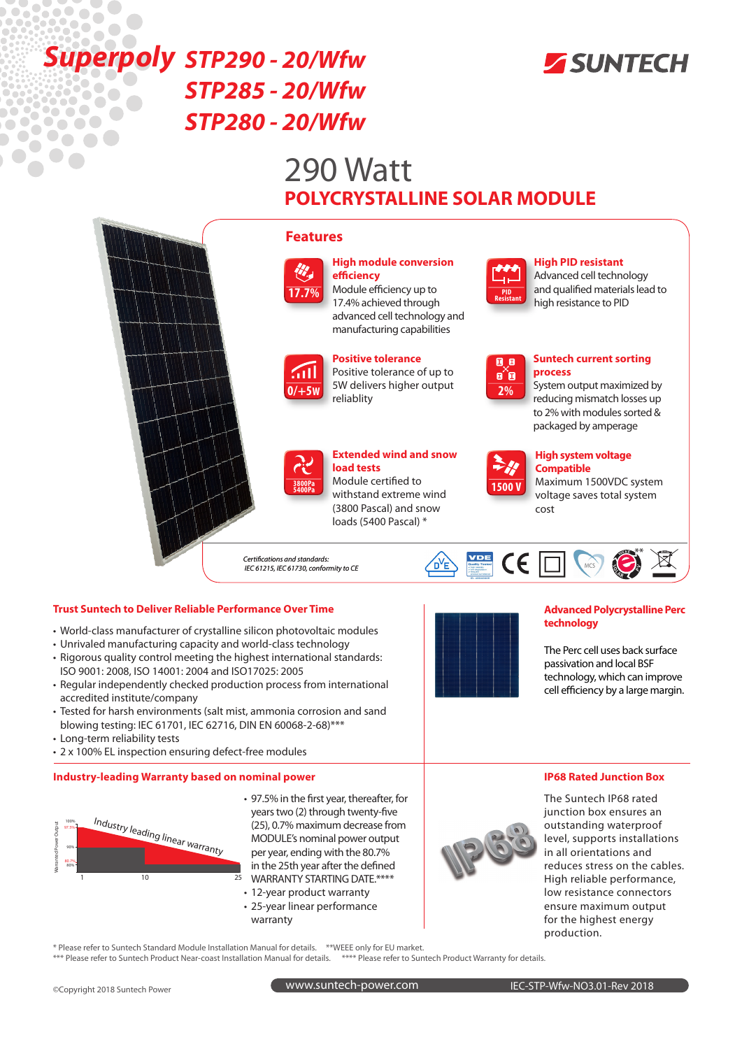# Superpoly STP290 - 20/Wfw STP285 - 20/Wfw STP280 - 20/Wfw

SUNTECH

## 290 Watt

## POLYCRYSTALLINE SOLAR MODULE

### Features

17.7%

**High module conversion efficiency**
Module efficiency up to 17.4% achieved through advanced cell technology and manufacturing capabilities

PID Resistant

**High PID resistant**
Advanced cell technology and qualified materials lead to high resistance to PID

0/+5W

**Positive tolerance**
Positive tolerance of up to 5W delivers higher output reliablity

2%

**Suntech current sorting process**
System output maximized by reducing mismatch losses up to 2% with modules sorted & packaged by amperage

3800Pa 5400Pa

**Extended wind and snow load tests**
Module certified to withstand extreme wind (3800 Pascal) and snow loads (5400 Pascal) *

1500 V

**High system voltage Compatible**
Maximum 1500VDC system voltage saves total system cost

*Certifications and standards:*
*IEC 61215, IEC 61730, conformity to CE*

### Trust Suntech to Deliver Reliable Performance Over Time

- World-class manufacturer of crystalline silicon photovoltaic modules
- Unrivaled manufacturing capacity and world-class technology
- Rigorous quality control meeting the highest international standards: ISO 9001: 2008, ISO 14001: 2004 and ISO17025: 2005
- Regular independently checked production process from international accredited institute/company
- Tested for harsh environments (salt mist, ammonia corrosion and sand blowing testing: IEC 61701, IEC 62716, DIN EN 60068-2-68)***
- Long-term reliability tests
- 2 x 100% EL inspection ensuring defect-free modules

### Advanced Polycrystalline Perc technology

The Perc cell uses back surface passivation and local BSF technology, which can improve cell efficiency by a large margin.

### Industry-leading Warranty based on nominal power

Industry leading linear warranty

- 97.5% in the first year, thereafter, for years two (2) through twenty-five (25), 0.7% maximum decrease from MODULE's nominal power output per year, ending with the 80.7% in the 25th year after the defined WARRANTY STARTING DATE.****
- 12-year product warranty
- 25-year linear performance warranty

### IP68 Rated Junction Box

The Suntech IP68 rated junction box ensures an outstanding waterproof level, supports installations in all orientations and reduces stress on the cables. High reliable performance, low resistance connectors ensure maximum output for the highest energy production.

\* Please refer to Suntech Standard Module Installation Manual for details. **WEEE only for EU market.
*** Please refer to Suntech Product Near-coast Installation Manual for details. **** Please refer to Suntech Product Warranty for details.

©Copyright 2018 Suntech Power

www.suntech-power.com IEC-STP-Wfw-NO3.01-Rev 2018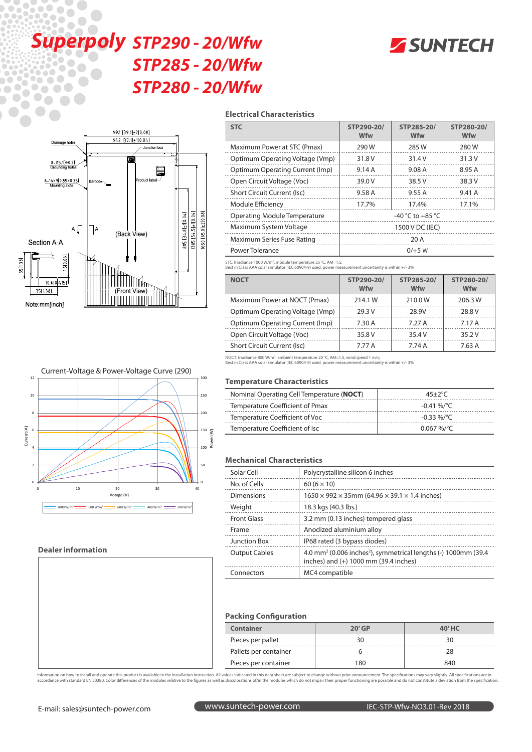# Superpoly STP290 - 20/Wfw STP285 - 20/Wfw STP280 - 20/Wfw

SUNTECH

992 [39.1]±2[0.08]
942 [37.1]±1[0.04]
Drainage holes
Junction box
8-Ø5.1[Ø0.2]
Grounding holes
8-14x9[0.55x0.35]
Mounting slots
Barcode
Product label
A
A
(Back View)
Section A-A
885 [34.8]±1[0.04]
1385 [54.5]±1[0.04]
1650 [65.0]±2[0.08]
35[1.38]
1.5[0.06]
10.6[0.415]
35[1.38]
(Front View)
Note:mm[inch]

## Electrical Characteristics

| STC | STP290-20/Wfw | STP285-20/Wfw | STP280-20/Wfw |
|---|---|---|---|
| Maximum Power at STC (Pmax) | 290 W | 285 W | 280 W |
| Optimum Operating Voltage (Vmp) | 31.8 V | 31.4 V | 31.3 V |
| Optimum Operating Current (Imp) | 9.14 A | 9.08 A | 8.95 A |
| Open Circuit Voltage (Voc) | 39.0 V | 38.5 V | 38.3 V |
| Short Circuit Current (Isc) | 9.58 A | 9.55 A | 9.41 A |
| Module Efficiency | 17.7% | 17.4% | 17.1% |
| Operating Module Temperature | -40 °C to +85 °C | | |
| Maximum System Voltage | 1500 V DC (IEC) | | |
| Maximum Series Fuse Rating | 20 A | | |
| Power Tolerance | 0/+5 W | | |

STC: Irradiance 1000 W/m², module temperature 25 °C, AM=1.5;
Best in Class AAA solar simulator (IEC 60904-9) used, power measurement uncertainty is within +/- 3%

| NOCT | STP290-20/Wfw | STP285-20/Wfw | STP280-20/Wfw |
|---|---|---|---|
| Maximum Power at NOCT (Pmax) | 214.1 W | 210.0 W | 206.3 W |
| Optimum Operating Voltage (Vmp) | 29.3 V | 28.9V | 28.8 V |
| Optimum Operating Current (Imp) | 7.30 A | 7.27 A | 7.17 A |
| Open Circuit Voltage (Voc) | 35.8 V | 35.4 V | 35.2 V |
| Short Circuit Current (Isc) | 7.77 A | 7.74 A | 7.63 A |

NOCT: Irradiance 800 W/m², ambient temperature 20 °C, AM=1.5, wind speed 1 m/s;
Best in Class AAA solar simulator (IEC 60904-9) used, power measurement uncertainty is within +/- 3%

Current-Voltage & Power-Voltage Curve (290)

Current (A): 0, 2, 4, 6, 8, 10, 12
Power (W): 0, 50, 100, 150, 200, 250, 300
Votage (V): 0, 10, 20, 30, 40
1000 W/m² 800 W/m² 600 W/m² 400 W/m² 200 W/m²

## Temperature Characteristics

| | |
|---|---|
| Nominal Operating Cell Temperature (**NOCT**) | 45±2°C |
| Temperature Coefficient of Pmax | -0.41 %/°C |
| Temperature Coefficient of Voc | -0.33 %/°C |
| Temperature Coefficient of Isc | 0.067 %/°C |

## Mechanical Characteristics

| | |
|---|---|
| Solar Cell | Polycrystalline silicon 6 inches |
| No. of Cells | 60 (6 × 10) |
| Dimensions | 1650 × 992 × 35mm (64.96 × 39.1 × 1.4 inches) |
| Weight | 18.3 kgs (40.3 lbs.) |
| Front Glass | 3.2 mm (0.13 inches) tempered glass |
| Frame | Anodized aluminium alloy |
| Junction Box | IP68 rated (3 bypass diodes) |
| Output Cables | 4.0 mm² (0.006 inches²), symmetrical lengths (-) 1000mm (39.4 inches) and (+) 1000 mm (39.4 inches) |
| Connectors | MC4 compatible |

## Dealer information

## Packing Configuration

| Container | 20' GP | 40' HC |
|---|---|---|
| Pieces per pallet | 30 | 30 |
| Pallets per container | 6 | 28 |
| Pieces per container | 180 | 840 |

Information on how to install and operate this product is available in the installation instruction. All values indicated in this data sheet are subject to change without prior announcement. The specifications may vary slightly. All specifications are in accordance with standard EN 50380. Color differences of the modules relative to the figures as well as discolorations of/in the modules which do not impair their proper functioning are possible and do not constitute a deviation from the specification.

E-mail: sales@suntech-power.com www.suntech-power.com IEC-STP-Wfw-NO3.01-Rev 2018